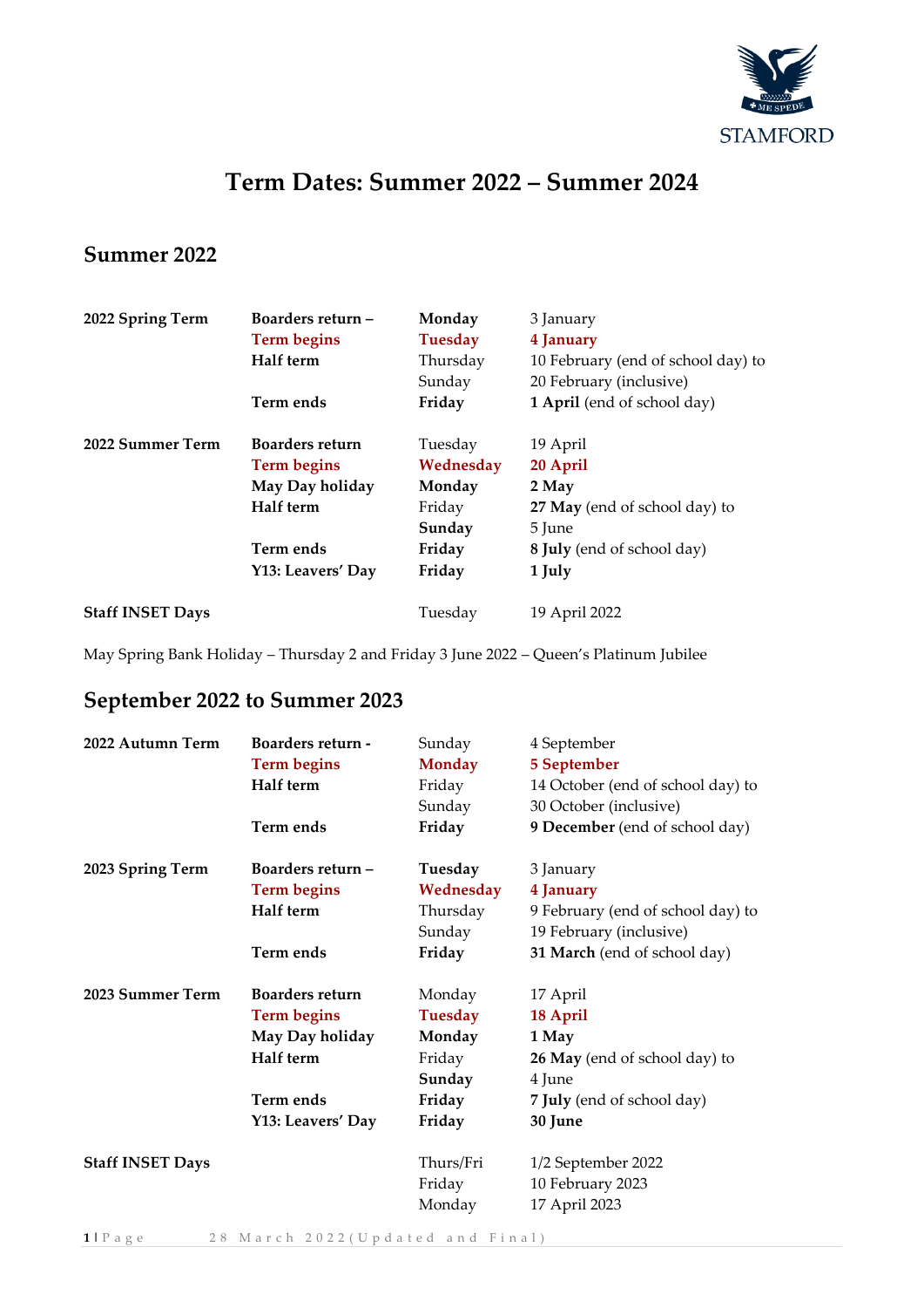# Term Dates: Summer 2022 – Summer 2024

## Summer 2022

| | | | |
|---|---|---|---|
| **2022 Spring Term** | **Boarders return –** | **Monday** | 3 January |
| | **Term begins** | **Tuesday** | **4 January** |
| | **Half term** | Thursday | 10 February (end of school day) to |
| | | Sunday | 20 February (inclusive) |
| | **Term ends** | **Friday** | **1 April** (end of school day) |
| **2022 Summer Term** | **Boarders return** | Tuesday | 19 April |
| | **Term begins** | **Wednesday** | **20 April** |
| | **May Day holiday** | **Monday** | **2 May** |
| | **Half term** | Friday | **27 May** (end of school day) to |
| | | **Sunday** | 5 June |
| | **Term ends** | **Friday** | **8 July** (end of school day) |
| | **Y13: Leavers' Day** | **Friday** | **1 July** |
| **Staff INSET Days** | | Tuesday | 19 April 2022 |

May Spring Bank Holiday – Thursday 2 and Friday 3 June 2022 – Queen's Platinum Jubilee

## September 2022 to Summer 2023

| | | | |
|---|---|---|---|
| **2022 Autumn Term** | **Boarders return -** | Sunday | 4 September |
| | **Term begins** | **Monday** | **5 September** |
| | **Half term** | Friday | 14 October (end of school day) to |
| | | Sunday | 30 October (inclusive) |
| | **Term ends** | **Friday** | **9 December** (end of school day) |
| **2023 Spring Term** | **Boarders return –** | **Tuesday** | 3 January |
| | **Term begins** | **Wednesday** | **4 January** |
| | **Half term** | Thursday | 9 February (end of school day) to |
| | | Sunday | 19 February (inclusive) |
| | **Term ends** | **Friday** | **31 March** (end of school day) |
| **2023 Summer Term** | **Boarders return** | Monday | 17 April |
| | **Term begins** | **Tuesday** | **18 April** |
| | **May Day holiday** | **Monday** | **1 May** |
| | **Half term** | Friday | **26 May** (end of school day) to |
| | | **Sunday** | 4 June |
| | **Term ends** | **Friday** | **7 July** (end of school day) |
| | **Y13: Leavers' Day** | **Friday** | **30 June** |
| **Staff INSET Days** | | Thurs/Fri | 1/2 September 2022 |
| | | Friday | 10 February 2023 |
| | | Monday | 17 April 2023 |

28 March 2022 (Updated and Final)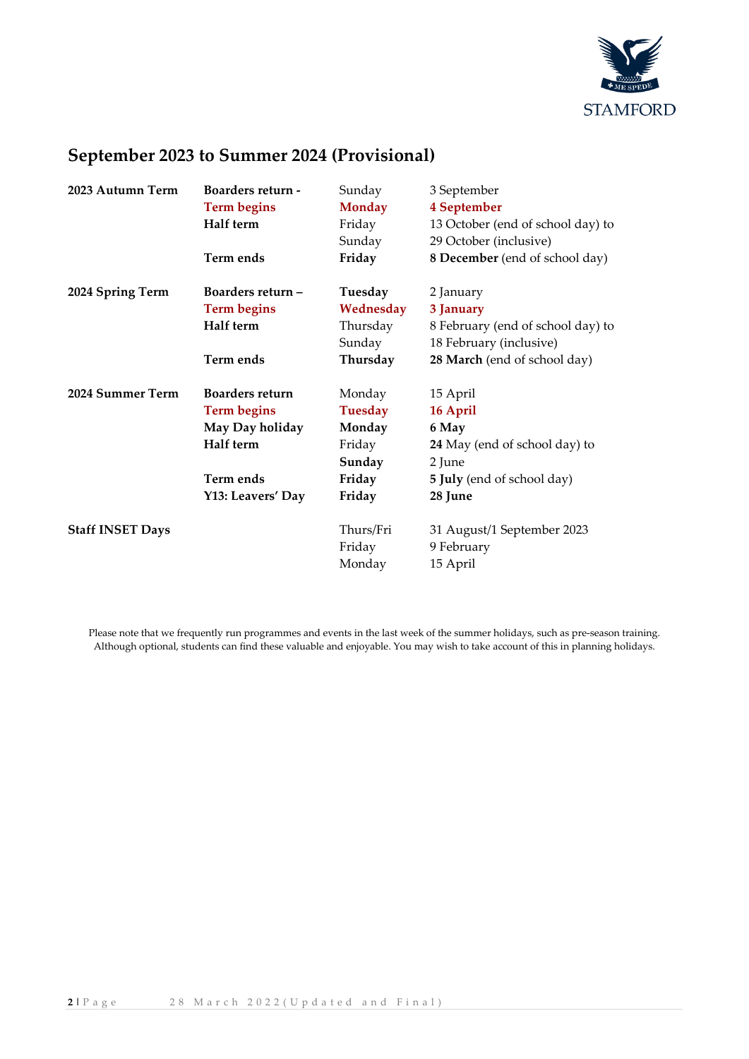## September 2023 to Summer 2024 (Provisional)

| | | | |
|---|---|---|---|
| **2023 Autumn Term** | **Boarders return -** | Sunday | 3 September |
| | **Term begins** | **Monday** | **4 September** |
| | **Half term** | Friday | 13 October (end of school day) to |
| | | Sunday | 29 October (inclusive) |
| | **Term ends** | **Friday** | **8 December** (end of school day) |
| **2024 Spring Term** | **Boarders return –** | **Tuesday** | 2 January |
| | **Term begins** | **Wednesday** | **3 January** |
| | **Half term** | Thursday | 8 February (end of school day) to |
| | | Sunday | 18 February (inclusive) |
| | **Term ends** | **Thursday** | **28 March** (end of school day) |
| **2024 Summer Term** | **Boarders return** | Monday | 15 April |
| | **Term begins** | **Tuesday** | **16 April** |
| | **May Day holiday** | **Monday** | **6 May** |
| | **Half term** | Friday | **24** May (end of school day) to |
| | | **Sunday** | 2 June |
| | **Term ends** | **Friday** | **5 July** (end of school day) |
| | **Y13: Leavers' Day** | **Friday** | **28 June** |
| **Staff INSET Days** | | Thurs/Fri | 31 August/1 September 2023 |
| | | Friday | 9 February |
| | | Monday | 15 April |

Please note that we frequently run programmes and events in the last week of the summer holidays, such as pre-season training. Although optional, students can find these valuable and enjoyable. You may wish to take account of this in planning holidays.